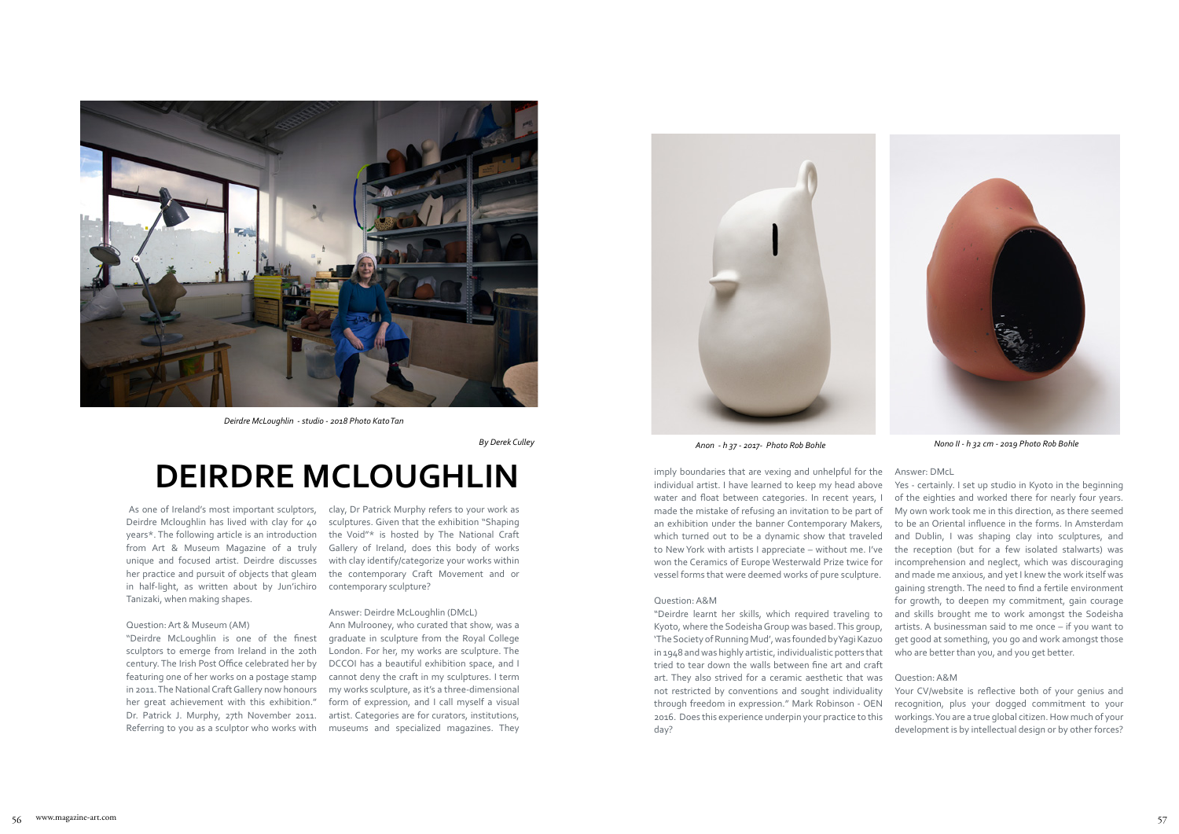*Deirdre McLoughlin - studio - 2018 Photo Kato Tan*

*By Derek Culley*

# DEIRDRE MCLOUGHLIN

As one of Ireland's most important sculptors, Deirdre Mcloughlin has lived with clay for 40 years*. The following article is an introduction from Art & Museum Magazine of a truly unique and focused artist. Deirdre discusses her practice and pursuit of objects that gleam in half-light, as written about by Jun'ichiro Tanizaki, when making shapes.

Question: Art & Museum (AM)

"Deirdre McLoughlin is one of the finest sculptors to emerge from Ireland in the 20th century. The Irish Post Office celebrated her by featuring one of her works on a postage stamp in 2011. The National Craft Gallery now honours her great achievement with this exhibition." Dr. Patrick J. Murphy, 27th November 2011. Referring to you as a sculptor who works with clay, Dr Patrick Murphy refers to your work as sculptures. Given that the exhibition "Shaping the Void"* is hosted by The National Craft Gallery of Ireland, does this body of works with clay identify/categorize your works within the contemporary Craft Movement and or contemporary sculpture?

Answer: Deirdre McLoughlin (DMcL)

Ann Mulrooney, who curated that show, was a graduate in sculpture from the Royal College London. For her, my works are sculpture. The DCCOI has a beautiful exhibition space, and I cannot deny the craft in my sculptures. I term my works sculpture, as it's a three-dimensional form of expression, and I call myself a visual artist. Categories are for curators, institutions, museums and specialized magazines. They imply boundaries that are vexing and unhelpful for the individual artist. I have learned to keep my head above water and float between categories. In recent years, I made the mistake of refusing an invitation to be part of an exhibition under the banner Contemporary Makers, which turned out to be a dynamic show that traveled to New York with artists I appreciate – without me. I've won the Ceramics of Europe Westerwald Prize twice for vessel forms that were deemed works of pure sculpture.

*Anon - h 37 - 2017- Photo Rob Bohle*

*Nono II - h 32 cm - 2019 Photo Rob Bohle*

Question: A&M

"Deirdre learnt her skills, which required traveling to Kyoto, where the Sodeisha Group was based. This group, 'The Society of Running Mud', was founded by Yagi Kazuo in 1948 and was highly artistic, individualistic potters that tried to tear down the walls between fine art and craft art. They also strived for a ceramic aesthetic that was not restricted by conventions and sought individuality through freedom in expression." Mark Robinson - OEN 2016. Does this experience underpin your practice to this day?

Answer: DMcL

Yes - certainly. I set up studio in Kyoto in the beginning of the eighties and worked there for nearly four years. My own work took me in this direction, as there seemed to be an Oriental influence in the forms. In Amsterdam and Dublin, I was shaping clay into sculptures, and the reception (but for a few isolated stalwarts) was incomprehension and neglect, which was discouraging and made me anxious, and yet I knew the work itself was gaining strength. The need to find a fertile environment for growth, to deepen my commitment, gain courage and skills brought me to work amongst the Sodeisha artists. A businessman said to me once – if you want to get good at something, you go and work amongst those who are better than you, and you get better.

Question: A&M

Your CV/website is reflective both of your genius and recognition, plus your dogged commitment to your workings. You are a true global citizen. How much of your development is by intellectual design or by other forces?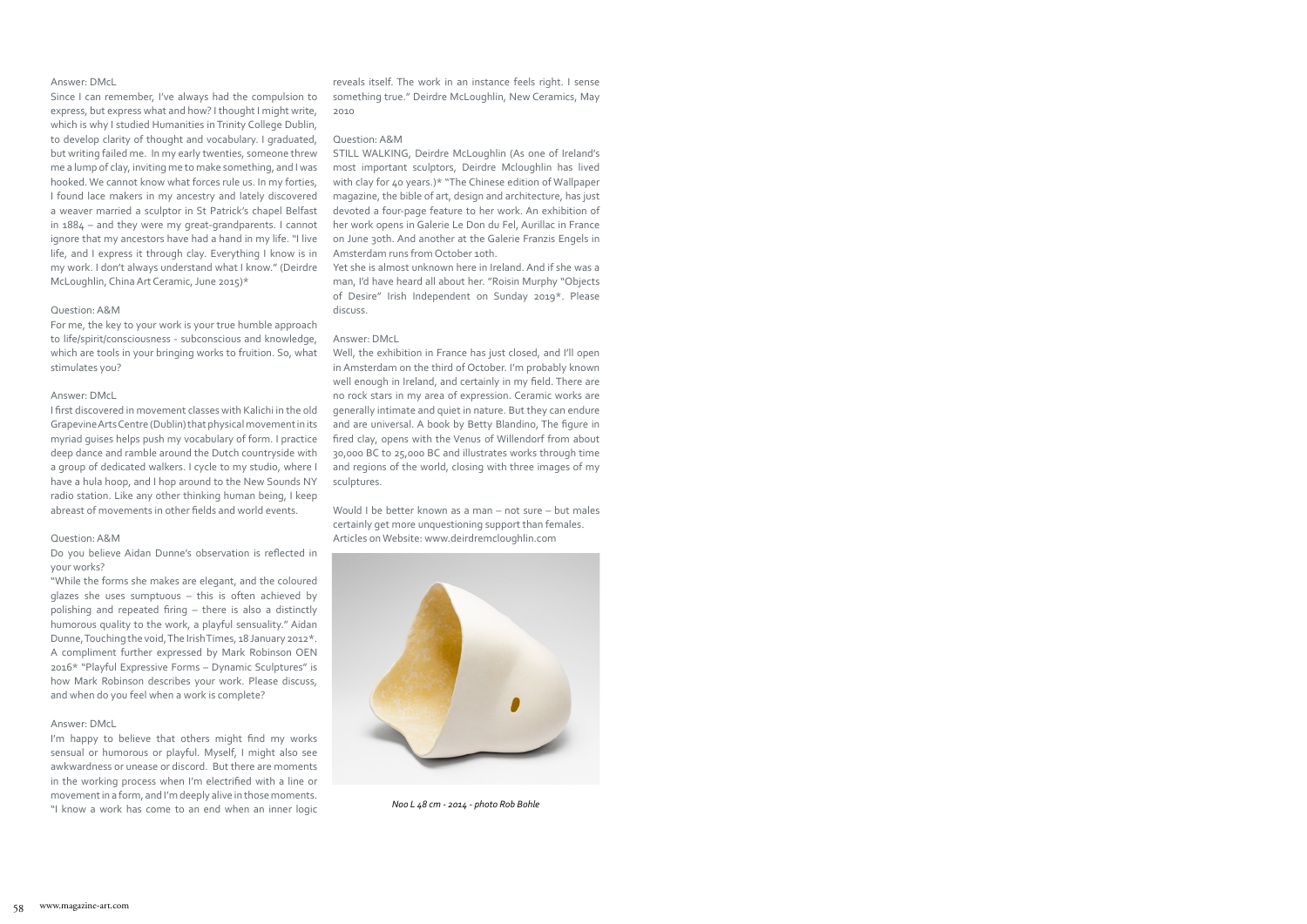Answer: DMcL

Since I can remember, I've always had the compulsion to express, but express what and how? I thought I might write, which is why I studied Humanities in Trinity College Dublin, to develop clarity of thought and vocabulary. I graduated, but writing failed me. In my early twenties, someone threw me a lump of clay, inviting me to make something, and I was hooked. We cannot know what forces rule us. In my forties, I found lace makers in my ancestry and lately discovered a weaver married a sculptor in St Patrick's chapel Belfast in 1884 – and they were my great-grandparents. I cannot ignore that my ancestors have had a hand in my life. "I live life, and I express it through clay. Everything I know is in my work. I don't always understand what I know." (Deirdre McLoughlin, China Art Ceramic, June 2015)*

Question: A&M

For me, the key to your work is your true humble approach to life/spirit/consciousness - subconscious and knowledge, which are tools in your bringing works to fruition. So, what stimulates you?

Answer: DMcL

I first discovered in movement classes with Kalichi in the old Grapevine Arts Centre (Dublin) that physical movement in its myriad guises helps push my vocabulary of form. I practice deep dance and ramble around the Dutch countryside with a group of dedicated walkers. I cycle to my studio, where I have a hula hoop, and I hop around to the New Sounds NY radio station. Like any other thinking human being, I keep abreast of movements in other fields and world events.

Question: A&M

Do you believe Aidan Dunne's observation is reflected in your works?

"While the forms she makes are elegant, and the coloured glazes she uses sumptuous – this is often achieved by polishing and repeated firing – there is also a distinctly humorous quality to the work, a playful sensuality." Aidan Dunne, Touching the void, The Irish Times, 18 January 2012*. A compliment further expressed by Mark Robinson OEN 2016* "Playful Expressive Forms – Dynamic Sculptures" is how Mark Robinson describes your work. Please discuss, and when do you feel when a work is complete?

Answer: DMcL

I'm happy to believe that others might find my works sensual or humorous or playful. Myself, I might also see awkwardness or unease or discord. But there are moments in the working process when I'm electrified with a line or movement in a form, and I'm deeply alive in those moments. "I know a work has come to an end when an inner logic reveals itself. The work in an instance feels right. I sense something true." Deirdre McLoughlin, New Ceramics, May 2010

Question: A&M

STILL WALKING, Deirdre McLoughlin (As one of Ireland's most important sculptors, Deirdre Mcloughlin has lived with clay for 40 years.)* "The Chinese edition of Wallpaper magazine, the bible of art, design and architecture, has just devoted a four-page feature to her work. An exhibition of her work opens in Galerie Le Don du Fel, Aurillac in France on June 30th. And another at the Galerie Franzis Engels in Amsterdam runs from October 10th.

Yet she is almost unknown here in Ireland. And if she was a man, I'd have heard all about her. "Roisin Murphy "Objects of Desire" Irish Independent on Sunday 2019*. Please discuss.

Answer: DMcL

Well, the exhibition in France has just closed, and I'll open in Amsterdam on the third of October. I'm probably known well enough in Ireland, and certainly in my field. There are no rock stars in my area of expression. Ceramic works are generally intimate and quiet in nature. But they can endure and are universal. A book by Betty Blandino, The figure in fired clay, opens with the Venus of Willendorf from about 30,000 BC to 25,000 BC and illustrates works through time and regions of the world, closing with three images of my sculptures.

Would I be better known as a man – not sure – but males certainly get more unquestioning support than females. Articles on Website: www.deirdremcloughlin.com

*Noo L 48 cm - 2014 - photo Rob Bohle*